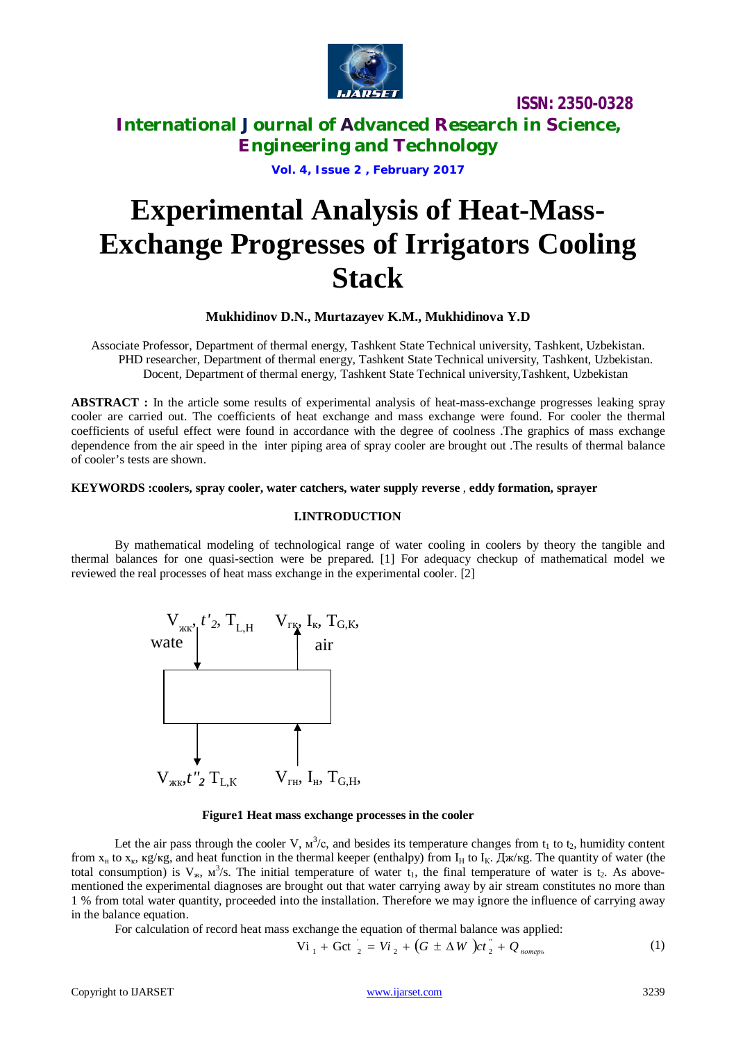ISSN: 2350-0328

# International Journal of Advanced Research in Science, Engineering and Technology

**Vol. 4, Issue 2 , February 2017**

# Experimental Analysis of Heat-Mass-Exchange Progresses of Irrigators Cooling Stack

**Mukhidinov D.N., Murtazayev K.M., Mukhidinova Y.D**

Associate Professor, Department of thermal energy, Tashkent State Technical university, Tashkent, Uzbekistan.
PHD researcher, Department of thermal energy, Tashkent State Technical university, Tashkent, Uzbekistan.
Docent, Department of thermal energy, Tashkent State Technical university,Tashkent, Uzbekistan

**ABSTRACT :** In the article some results of experimental analysis of heat-mass-exchange progresses leaking spray cooler are carried out. The coefficients of heat exchange and mass exchange were found. For cooler the thermal coefficients of useful effect were found in accordance with the degree of coolness .The graphics of mass exchange dependence from the air speed in the inter piping area of spray cooler are brought out .The results of thermal balance of cooler's tests are shown.

**KEYWORDS :coolers, spray cooler, water catchers, water supply reverse , eddy formation, sprayer**

## I.INTRODUCTION

By mathematical modeling of technological range of water cooling in coolers by theory the tangible and thermal balances for one quasi-section were be prepared. [1] For adequacy checkup of mathematical model we reviewed the real processes of heat mass exchange in the experimental cooler. [2]

$V_{жк}$, $t'_2$, $T_{L,H}$ wate — $V_{гк}$, $I_к$, $T_{G,K}$, air

$V_{жк}$, $t''_2$ $T_{L,K}$ — $V_{гн}$, $I_н$, $T_{G,H}$,

**Figure1 Heat mass exchange processes in the cooler**

Let the air pass through the cooler V, м$^3$/с, and besides its temperature changes from $t_1$ to $t_2$, humidity content from $x_н$ to $x_к$, кг/кг, and heat function in the thermal keeper (enthalpy) from $I_H$ to $I_K$. Дж/кг. The quantity of water (the total consumption) is $V_ж$, м$^3$/s. The initial temperature of water $t_1$, the final temperature of water is $t_2$. As above-mentioned the experimental diagnoses are brought out that water carrying away by air stream constitutes no more than 1 % from total water quantity, proceeded into the installation. Therefore we may ignore the influence of carrying away in the balance equation.

For calculation of record heat mass exchange the equation of thermal balance was applied:

$$Vi_1 + Gct'_2 = Vi_2 + (G \pm \Delta W)ct''_2 + Q_{потерь} \quad (1)$$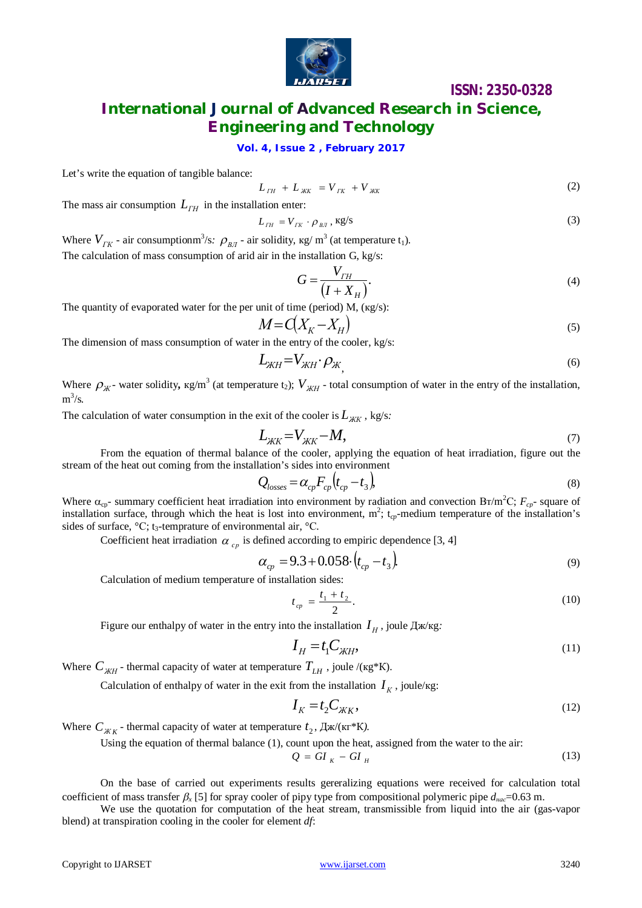Let's write the equation of tangible balance:

$$L_{ГН} + L_{ЖК} = V_{ГК} + V_{ЖК} \tag{2}$$

The mass air consumption $L_{ГН}$ in the installation enter:

$$L_{ГН} = V_{ГК} \cdot \rho_{ВЛ}\text{, kg/s} \tag{3}$$

Where $V_{ГК}$ - air consumptionm$^3$/s*:* $\rho_{ВЛ}$ - air solidity, кg/ m$^3$ (at temperature $t_1$).

The calculation of mass consumption of arid air in the installation G, kg/s:

$$G = \frac{V_{ГН}}{(I + X_H)}. \tag{4}$$

The quantity of evaporated water for the per unit of time (period) M, (кg/s):

$$M = C(X_K - X_H) \tag{5}$$

The dimension of mass consumption of water in the entry of the cooler, kg/s:

$$L_{ЖН} = V_{ЖН} \cdot \rho_{Ж}, \tag{6}$$

Where $\rho_{Ж}$ - water solidity**,** кg/m$^3$ (at temperature $t_2$); $V_{ЖН}$ - total consumption of water in the entry of the installation, m$^3$/s.

The calculation of water consumption in the exit of the cooler is $L_{ЖК}$, kg/s*:*

$$L_{ЖК} = V_{ЖК} - M, \tag{7}$$

From the equation of thermal balance of the cooler, applying the equation of heat irradiation, figure out the stream of the heat out coming from the installation's sides into environment

$$Q_{losses} = \alpha_{cp} F_{cp} (t_{cp} - t_3), \tag{8}$$

Where $\alpha_{cp}$- summary coefficient heat irradiation into environment by radiation and convection Вт/m$^2$C; $F_{cp}$- square of installation surface, through which the heat is lost into environment, m$^2$; $t_{cp}$-medium temperature of the installation's sides of surface, °C; $t_3$-temprature of environmental air, °C.

Coefficient heat irradiation $\alpha_{cp}$ is defined according to empiric dependence [3, 4]

$$\alpha_{cp} = 9.3 + 0.058 \cdot (t_{cp} - t_3). \tag{9}$$

Calculation of medium temperature of installation sides:

$$t_{cp} = \frac{t_1 + t_2}{2}. \tag{10}$$

Figure our enthalpy of water in the entry into the installation $I_H$, joule Дж/кg*:*

$$I_H = t_1 C_{ЖН}, \tag{11}$$

Where $C_{ЖН}$ - thermal capacity of water at temperature $T_{LH}$, joule /(кg*К).

Calculation of enthalpy of water in the exit from the installation $I_K$, joule/кg:

$$I_K = t_2 C_{ЖК}, \tag{12}$$

Where $C_{ЖК}$ - thermal capacity of water at temperature $t_2$, Дж/(кг*К*).*

Using the equation of thermal balance (1), count upon the heat, assigned from the water to the air:

$$Q = GI_K - GI_H \tag{13}$$

On the base of carried out experiments results gereralizing equations were received for calculation total coefficient of mass transfer $\beta_x$ [5] for spray cooler of pipy type from compositional polymeric pipe $d_{нас}$=0.63 m.

We use the quotation for computation of the heat stream, transmissible from liquid into the air (gas-vapor blend) at transpiration cooling in the cooler for element *df*: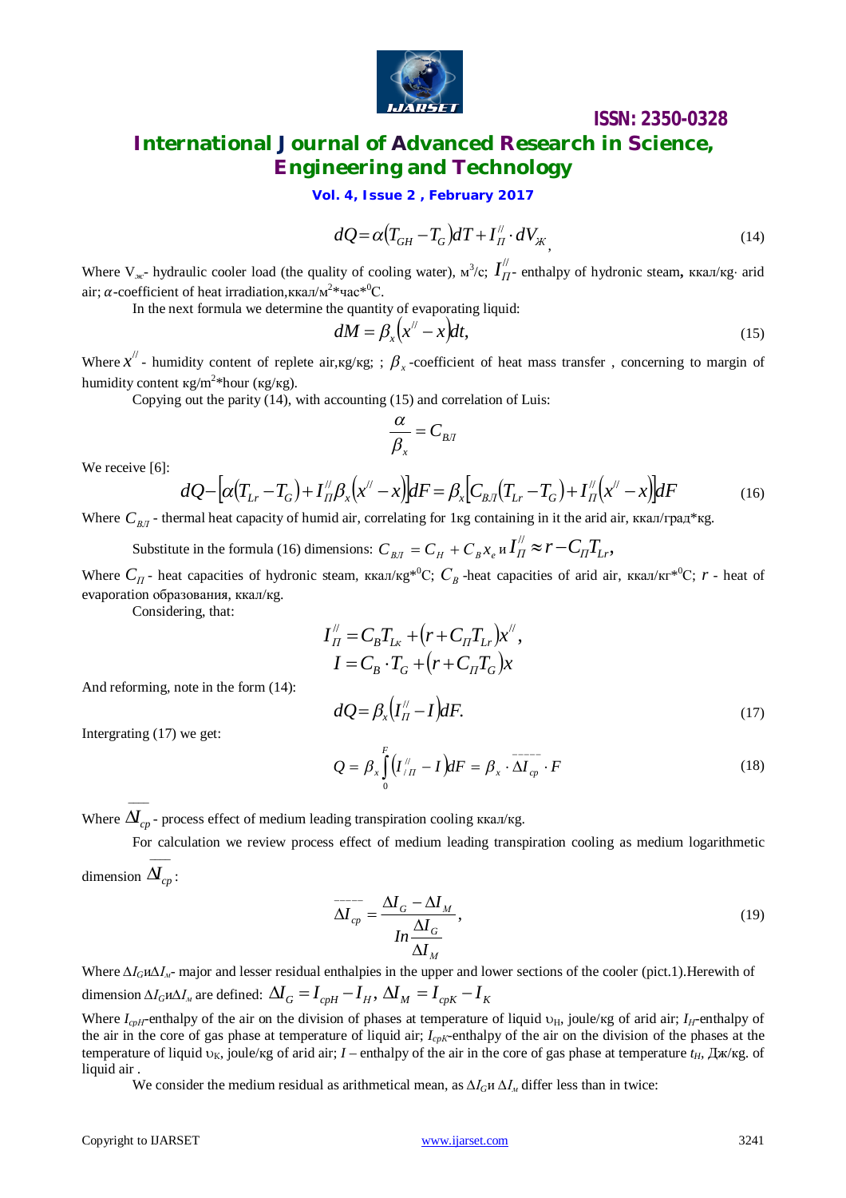$$dQ = \alpha(T_{GH} - T_G)dT + I_{\Pi}^{//} \cdot dV_{Ж}, \tag{14}$$

Where $V_ж$- hydraulic cooler load (the quality of cooling water), м$^3$/с; $I_{\Pi}^{//}$- enthalpy of hydronic steam, ккал/кг· arid air; $\alpha$-coefficient of heat irradiation,ккал/м$^2$*час*$^0$С.

In the next formula we determine the quantity of evaporating liquid:

$$dM = \beta_x(x^{//} - x)dt, \tag{15}$$

Where $x^{//}$ - humidity content of replete air,кг/кг; ; $\beta_x$ -coefficient of heat mass transfer , concerning to margin of humidity content кг/м$^2$*hour (кг/кг).

Copying out the parity (14), with accounting (15) and correlation of Luis:

$$\frac{\alpha}{\beta_x} = C_{ВЛ}$$

We receive [6]:

$$dQ - \left[\alpha(T_{Lr} - T_G) + I_{\Pi}^{//}\beta_x(x^{//} - x)\right]dF = \beta_x\left[C_{ВЛ}(T_{Lr} - T_G) + I_{\Pi}^{//}(x^{//} - x)\right]dF \tag{16}$$

Where $C_{ВЛ}$ - thermal heat capacity of humid air, correlating for 1кг containing in it the arid air, ккал/град*кг.

Substitute in the formula (16) dimensions: $C_{ВЛ} = C_H + C_B x_e$ и $I_{\Pi}^{//} \approx r - C_{\Pi}T_{Lr}$,

Where $C_{\Pi}$ - heat capacities of hydronic steam, ккал/кг*$^0$С; $C_B$ -heat capacities of arid air, ккал/кг*$^0$С; $r$ - heat of evaporation образования, ккал/кг.

Considering, that:

$$I_{\Pi}^{//} = C_B T_{Lк} + (r + C_{\Pi}T_{Lr})x^{//},$$
$$I = C_B \cdot T_G + (r + C_{\Pi}T_G)x$$

And reforming, note in the form (14):

$$dQ = \beta_x(I_{\Pi}^{//} - I)dF. \tag{17}$$

Intergrating (17) we get:

$$Q = \beta_x \int_0^F (I_{/\Pi}^{//} - I)dF = \beta_x \cdot \overline{\Delta I_{cp}} \cdot F \tag{18}$$

Where $\overline{\Delta I_{cp}}$ - process effect of medium leading transpiration cooling ккал/кг.

For calculation we review process effect of medium leading transpiration cooling as medium logarithmetic dimension $\overline{\Delta I_{cp}}$:

$$\overline{\Delta I_{cp}} = \frac{\Delta I_G - \Delta I_M}{In\frac{\Delta I_G}{\Delta I_M}}, \tag{19}$$

Where $\Delta I_G$и$\Delta I_м$- major and lesser residual enthalpies in the upper and lower sections of the cooler (pict.1).Herewith of dimension $\Delta I_G$и$\Delta I_м$ are defined: $\Delta I_G = I_{cpH} - I_H$, $\Delta I_M = I_{cpK} - I_K$

Where $I_{cpH}$-enthalpy of the air on the division of phases at temperature of liquid $\upsilon_H$, joule/кг of arid air; $I_H$-enthalpy of the air in the core of gas phase at temperature of liquid air; $I_{cpK}$-enthalpy of the air on the division of the phases at the temperature of liquid $\upsilon_K$, joule/кг of arid air; $I$ – enthalpy of the air in the core of gas phase at temperature $t_H$, Дж/кг. of liquid air .

We consider the medium residual as arithmetical mean, as $\Delta I_G$и $\Delta I_м$ differ less than in twice: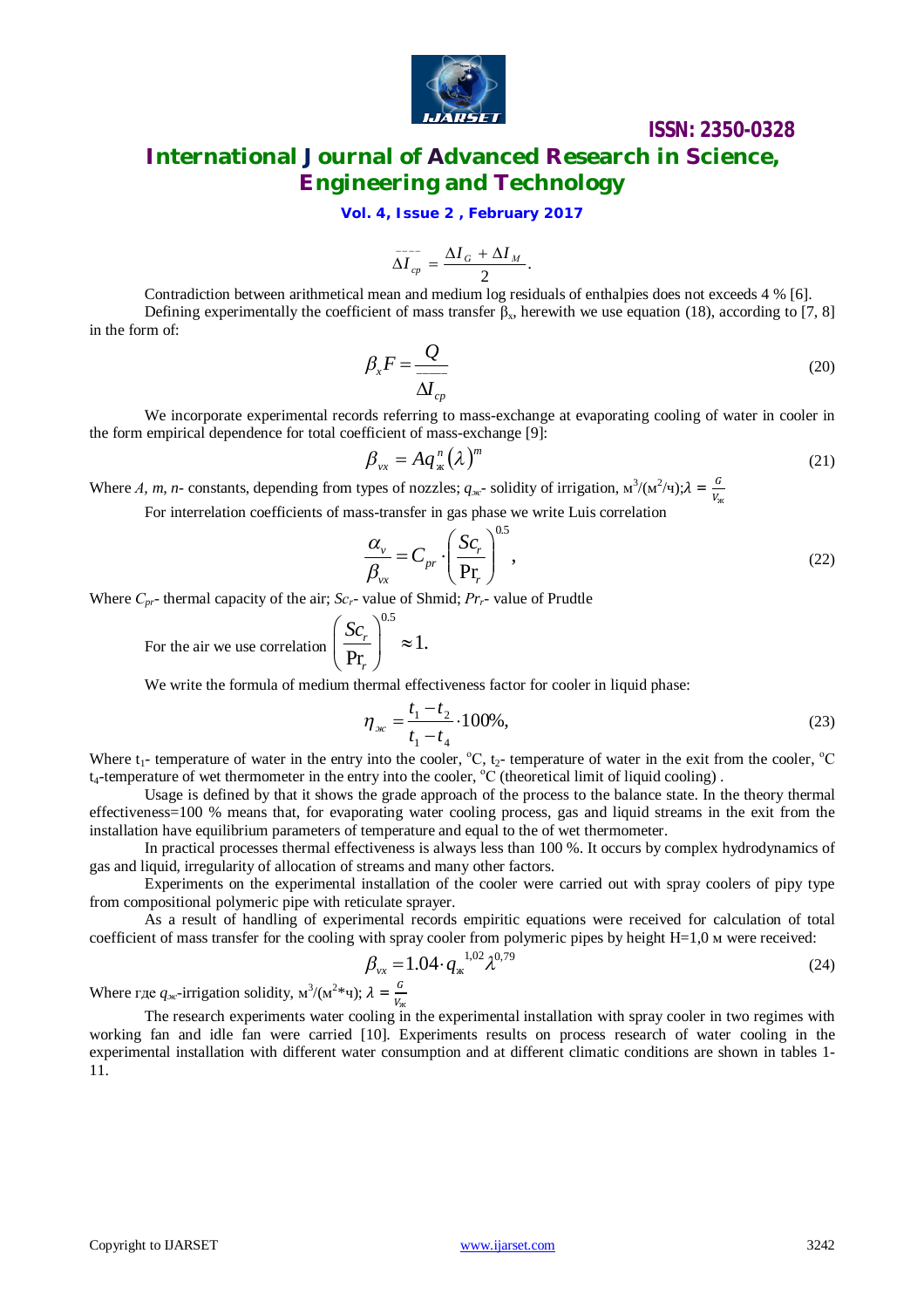$$\overline{\Delta I}_{cp} = \frac{\Delta I_G + \Delta I_M}{2}.$$

Contradiction between arithmetical mean and medium log residuals of enthalpies does not exceeds 4 % [6].

Defining experimentally the coefficient of mass transfer $\beta_x$, herewith we use equation (18), according to [7, 8] in the form of:

$$\beta_x F = \frac{Q}{\overline{\Delta I}_{cp}} \tag{20}$$

We incorporate experimental records referring to mass-exchange at evaporating cooling of water in cooler in the form empirical dependence for total coefficient of mass-exchange [9]:

$$\beta_{vx} = A q_{ж}^{n} (\lambda)^{m} \tag{21}$$

Where *A, m, n*- constants, depending from types of nozzles; $q_{ж}$- solidity of irrigation, м$^3$/(м$^2$/ч);$\lambda = \frac{G}{V_{ж}}$

For interrelation coefficients of mass-transfer in gas phase we write Luis correlation

$$\frac{\alpha_v}{\beta_{vx}} = C_{pr} \cdot \left(\frac{Sc_r}{\Pr_r}\right)^{0.5}, \tag{22}$$

Where $C_{pr}$- thermal capacity of the air; $Sc_r$- value of Shmid; $Pr_r$- value of Prudtle

For the air we use correlation $\left(\frac{Sc_r}{\Pr_r}\right)^{0.5} \approx 1.$

We write the formula of medium thermal effectiveness factor for cooler in liquid phase:

$$\eta_{ж} = \frac{t_1 - t_2}{t_1 - t_4} \cdot 100\%, \tag{23}$$

Where $t_1$- temperature of water in the entry into the cooler, °C, $t_2$- temperature of water in the exit from the cooler, °C $t_4$-temperature of wet thermometer in the entry into the cooler, °C (theoretical limit of liquid cooling) .

Usage is defined by that it shows the grade approach of the process to the balance state. In the theory thermal effectiveness=100 % means that, for evaporating water cooling process, gas and liquid streams in the exit from the installation have equilibrium parameters of temperature and equal to the of wet thermometer.

In practical processes thermal effectiveness is always less than 100 %. It occurs by complex hydrodynamics of gas and liquid, irregularity of allocation of streams and many other factors.

Experiments on the experimental installation of the cooler were carried out with spray coolers of pipy type from compositional polymeric pipe with reticulate sprayer.

As a result of handling of experimental records empiritic equations were received for calculation of total coefficient of mass transfer for the cooling with spray cooler from polymeric pipes by height H=1,0 м were received:

$$\beta_{vx} = 1.04 \cdot q_{ж}^{1,02} \lambda^{0,79} \tag{24}$$

Where где $q_{ж}$-irrigation solidity, м$^3$/(м$^2$*ч); $\lambda = \frac{G}{V_{ж}}$

The research experiments water cooling in the experimental installation with spray cooler in two regimes with working fan and idle fan were carried [10]. Experiments results on process research of water cooling in the experimental installation with different water consumption and at different climatic conditions are shown in tables 1-11.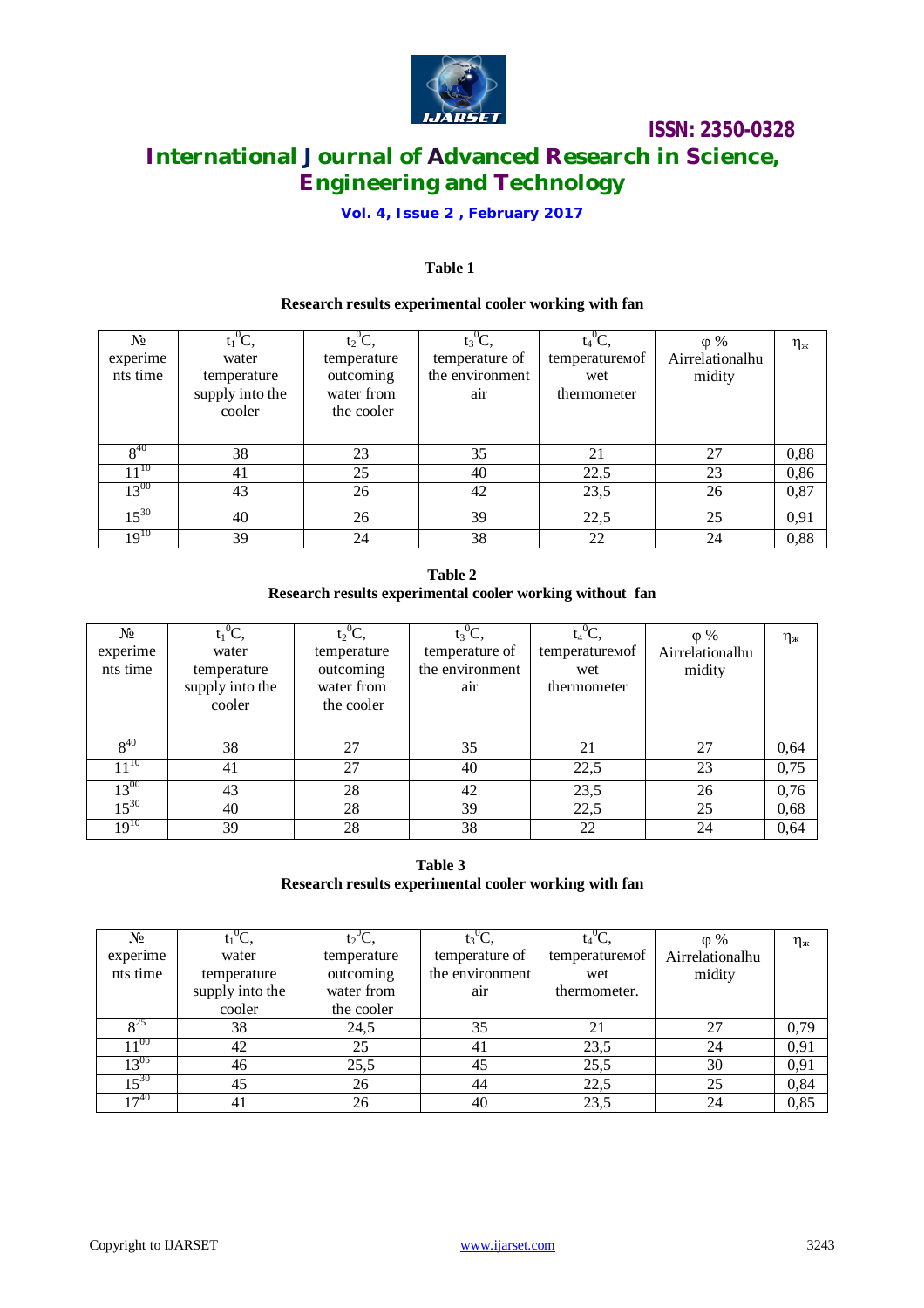**Table 1**

**Research results experimental cooler working with fan**

| № experiments time | $t_1$ $^0$C, water temperature supply into the cooler | $t_2$ $^0$C, temperature outcoming water from the cooler | $t_3$ $^0$C, temperature of the environment air | $t_4$ $^0$C, temperatureмof wet thermometer | φ % Airrelationalhumidity | $\eta_ж$ |
|---|---|---|---|---|---|---|
| $8^{40}$ | 38 | 23 | 35 | 21 | 27 | 0,88 |
| $11^{10}$ | 41 | 25 | 40 | 22,5 | 23 | 0,86 |
| $13^{00}$ | 43 | 26 | 42 | 23,5 | 26 | 0,87 |
| $15^{30}$ | 40 | 26 | 39 | 22,5 | 25 | 0,91 |
| $19^{10}$ | 39 | 24 | 38 | 22 | 24 | 0,88 |

**Table 2**
**Research results experimental cooler working without fan**

| № experiments time | $t_1$ $^0$C, water temperature supply into the cooler | $t_2$ $^0$C, temperature outcoming water from the cooler | $t_3$ $^0$C, temperature of the environment air | $t_4$ $^0$C, temperatureмof wet thermometer | φ % Airrelationalhumidity | $\eta_ж$ |
|---|---|---|---|---|---|---|
| $8^{40}$ | 38 | 27 | 35 | 21 | 27 | 0,64 |
| $11^{10}$ | 41 | 27 | 40 | 22,5 | 23 | 0,75 |
| $13^{00}$ | 43 | 28 | 42 | 23,5 | 26 | 0,76 |
| $15^{30}$ | 40 | 28 | 39 | 22,5 | 25 | 0,68 |
| $19^{10}$ | 39 | 28 | 38 | 22 | 24 | 0,64 |

**Table 3**
**Research results experimental cooler working with fan**

| № experiments time | $t_1$ $^0$C, water temperature supply into the cooler | $t_2$ $^0$C, temperature outcoming water from the cooler | $t_3$ $^0$C, temperature of the environment air | $t_4$ $^0$C, temperatureмof wet thermometer. | φ % Airrelationalhumidity | $\eta_ж$ |
|---|---|---|---|---|---|---|
| $8^{25}$ | 38 | 24,5 | 35 | 21 | 27 | 0,79 |
| $11^{00}$ | 42 | 25 | 41 | 23,5 | 24 | 0,91 |
| $13^{05}$ | 46 | 25,5 | 45 | 25,5 | 30 | 0,91 |
| $15^{30}$ | 45 | 26 | 44 | 22,5 | 25 | 0,84 |
| $17^{40}$ | 41 | 26 | 40 | 23,5 | 24 | 0,85 |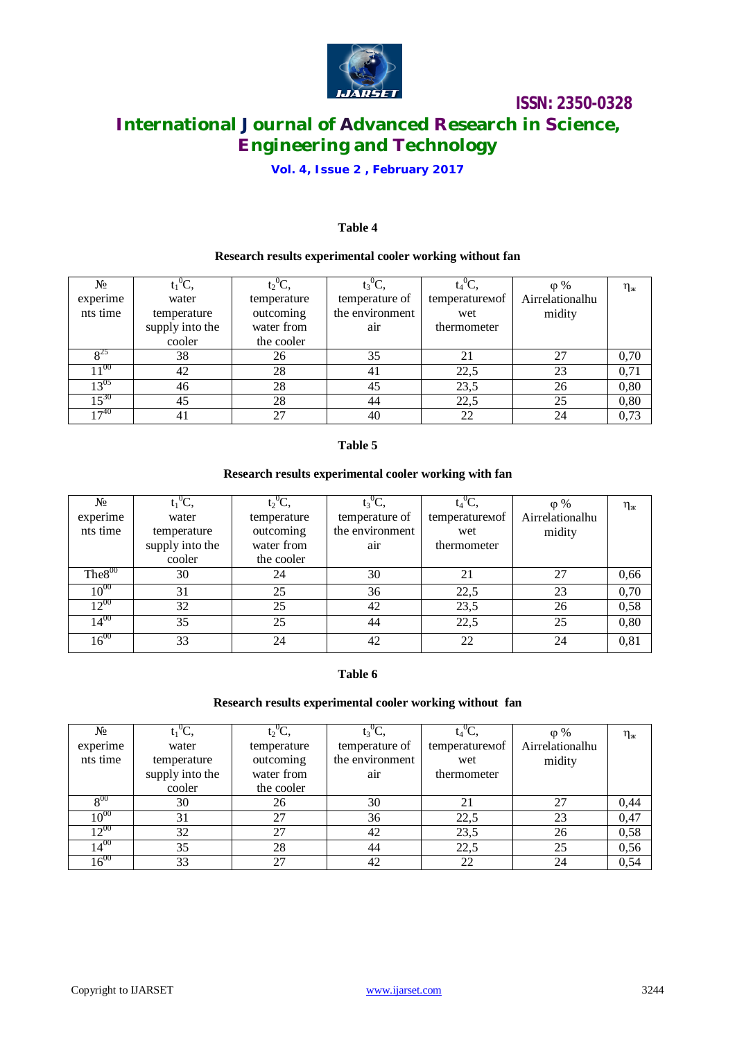**Table 4**

**Research results experimental cooler working without fan**

| № experiments time | $t_1\,^0C$, water temperature supply into the cooler | $t_2\,^0C$, temperature outcoming water from the cooler | $t_3\,^0C$, temperature of the environment air | $t_4\,^0C$, temperatureмof wet thermometer | φ % Airrelationalhumidity | $\eta_ж$ |
|---|---|---|---|---|---|---|
| $8^{25}$ | 38 | 26 | 35 | 21 | 27 | 0,70 |
| $11^{00}$ | 42 | 28 | 41 | 22,5 | 23 | 0,71 |
| $13^{05}$ | 46 | 28 | 45 | 23,5 | 26 | 0,80 |
| $15^{30}$ | 45 | 28 | 44 | 22,5 | 25 | 0,80 |
| $17^{40}$ | 41 | 27 | 40 | 22 | 24 | 0,73 |

**Table 5**

**Research results experimental cooler working with fan**

| № experiments time | $t_1\,^0C$, water temperature supply into the cooler | $t_2\,^0C$, temperature outcoming water from the cooler | $t_3\,^0C$, temperature of the environment air | $t_4\,^0C$, temperatureмof wet thermometer | φ % Airrelationalhumidity | $\eta_ж$ |
|---|---|---|---|---|---|---|
| The$8^{00}$ | 30 | 24 | 30 | 21 | 27 | 0,66 |
| $10^{00}$ | 31 | 25 | 36 | 22,5 | 23 | 0,70 |
| $12^{00}$ | 32 | 25 | 42 | 23,5 | 26 | 0,58 |
| $14^{00}$ | 35 | 25 | 44 | 22,5 | 25 | 0,80 |
| $16^{00}$ | 33 | 24 | 42 | 22 | 24 | 0,81 |

**Table 6**

**Research results experimental cooler working without fan**

| № experiments time | $t_1\,^0C$, water temperature supply into the cooler | $t_2\,^0C$, temperature outcoming water from the cooler | $t_3\,^0C$, temperature of the environment air | $t_4\,^0C$, temperatureмof wet thermometer | φ % Airrelationalhumidity | $\eta_ж$ |
|---|---|---|---|---|---|---|
| $8^{00}$ | 30 | 26 | 30 | 21 | 27 | 0,44 |
| $10^{00}$ | 31 | 27 | 36 | 22,5 | 23 | 0,47 |
| $12^{00}$ | 32 | 27 | 42 | 23,5 | 26 | 0,58 |
| $14^{00}$ | 35 | 28 | 44 | 22,5 | 25 | 0,56 |
| $16^{00}$ | 33 | 27 | 42 | 22 | 24 | 0,54 |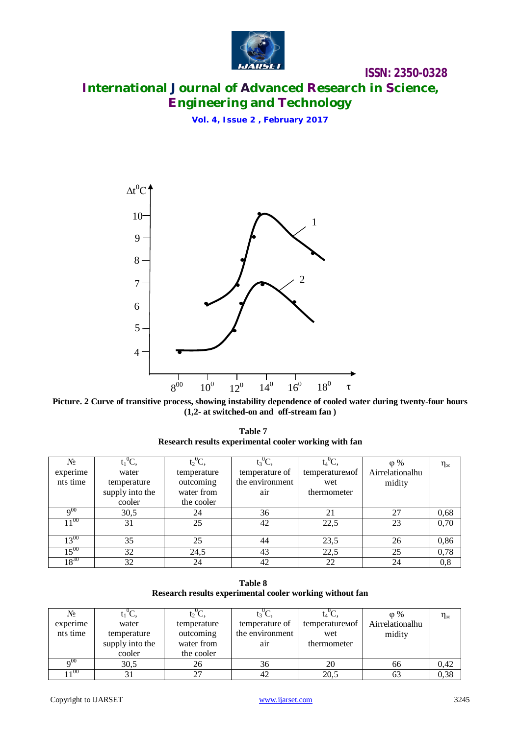**Picture. 2 Curve of transitive process, showing instability dependence of cooled water during twenty-four hours (1,2- at switched-on and off-stream fan )**

**Table 7**
**Research results experimental cooler working with fan**

| № experime nts time | $t_1\,^0C$, water temperature supply into the cooler | $t_2\,^0C$, temperature outcoming water from the cooler | $t_3\,^0C$, temperature of the environment air | $t_4\,^0C$, temperatureмof wet thermometer | φ % Airrelationalhu midity | $\eta_ж$ |
|---|---|---|---|---|---|---|
| $9^{00}$ | 30,5 | 24 | 36 | 21 | 27 | 0,68 |
| $11^{00}$ | 31 | 25 | 42 | 22,5 | 23 | 0,70 |
| $13^{00}$ | 35 | 25 | 44 | 23,5 | 26 | 0,86 |
| $15^{00}$ | 32 | 24,5 | 43 | 22,5 | 25 | 0,78 |
| $18^{30}$ | 32 | 24 | 42 | 22 | 24 | 0,8 |

**Table 8**
**Research results experimental cooler working without fan**

| № experime nts time | $t_1\,^0C$, water temperature supply into the cooler | $t_2\,^0C$, temperature outcoming water from the cooler | $t_3\,^0C$, temperature of the environment air | $t_4\,^0C$, temperatureмof wet thermometer | φ % Airrelationalhu midity | $\eta_ж$ |
|---|---|---|---|---|---|---|
| $9^{00}$ | 30,5 | 26 | 36 | 20 | 66 | 0,42 |
| $11^{00}$ | 31 | 27 | 42 | 20,5 | 63 | 0,38 |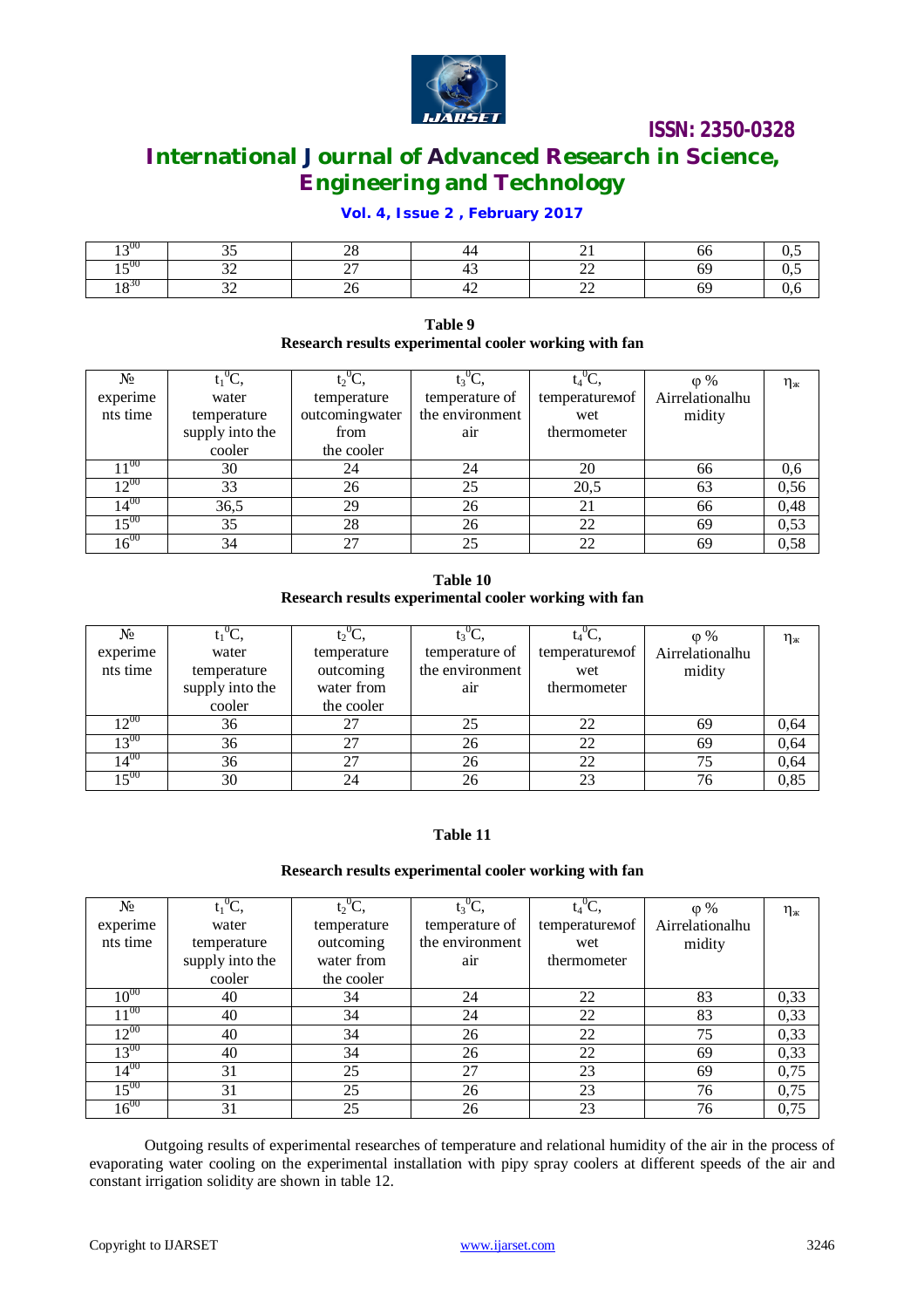| $13^{00}$ | 35 | 28 | 44 | 21 | 66 | 0,5 |
|---|---|---|---|---|---|---|
| $15^{00}$ | 32 | 27 | 43 | 22 | 69 | 0,5 |
| $18^{30}$ | 32 | 26 | 42 | 22 | 69 | 0,6 |

**Table 9**
**Research results experimental cooler working with fan**

| № experime nts time | $t_1$ $^0$C, water temperature supply into the cooler | $t_2$ $^0$C, temperature outcomingwater from the cooler | $t_3$ $^0$C, temperature of the environment air | $t_4$ $^0$C, temperatureмof wet thermometer | φ % Airrelationalhu midity | $\eta_ж$ |
|---|---|---|---|---|---|---|
| $11^{00}$ | 30 | 24 | 24 | 20 | 66 | 0,6 |
| $12^{00}$ | 33 | 26 | 25 | 20,5 | 63 | 0,56 |
| $14^{00}$ | 36,5 | 29 | 26 | 21 | 66 | 0,48 |
| $15^{00}$ | 35 | 28 | 26 | 22 | 69 | 0,53 |
| $16^{00}$ | 34 | 27 | 25 | 22 | 69 | 0,58 |

**Table 10**
**Research results experimental cooler working with fan**

| № experime nts time | $t_1$ $^0$C, water temperature supply into the cooler | $t_2$ $^0$C, temperature outcoming water from the cooler | $t_3$ $^0$C, temperature of the environment air | $t_4$ $^0$C, temperatureмof wet thermometer | φ % Airrelationalhu midity | $\eta_ж$ |
|---|---|---|---|---|---|---|
| $12^{00}$ | 36 | 27 | 25 | 22 | 69 | 0,64 |
| $13^{00}$ | 36 | 27 | 26 | 22 | 69 | 0,64 |
| $14^{00}$ | 36 | 27 | 26 | 22 | 75 | 0,64 |
| $15^{00}$ | 30 | 24 | 26 | 23 | 76 | 0,85 |

**Table 11**

**Research results experimental cooler working with fan**

| № experime nts time | $t_1$ $^0$C, water temperature supply into the cooler | $t_2$ $^0$C, temperature outcoming water from the cooler | $t_3$ $^0$C, temperature of the environment air | $t_4$ $^0$C, temperatureмof wet thermometer | φ % Airrelationalhu midity | $\eta_ж$ |
|---|---|---|---|---|---|---|
| $10^{00}$ | 40 | 34 | 24 | 22 | 83 | 0,33 |
| $11^{00}$ | 40 | 34 | 24 | 22 | 83 | 0,33 |
| $12^{00}$ | 40 | 34 | 26 | 22 | 75 | 0,33 |
| $13^{00}$ | 40 | 34 | 26 | 22 | 69 | 0,33 |
| $14^{00}$ | 31 | 25 | 27 | 23 | 69 | 0,75 |
| $15^{00}$ | 31 | 25 | 26 | 23 | 76 | 0,75 |
| $16^{00}$ | 31 | 25 | 26 | 23 | 76 | 0,75 |

Outgoing results of experimental researches of temperature and relational humidity of the air in the process of evaporating water cooling on the experimental installation with pipy spray coolers at different speeds of the air and constant irrigation solidity are shown in table 12.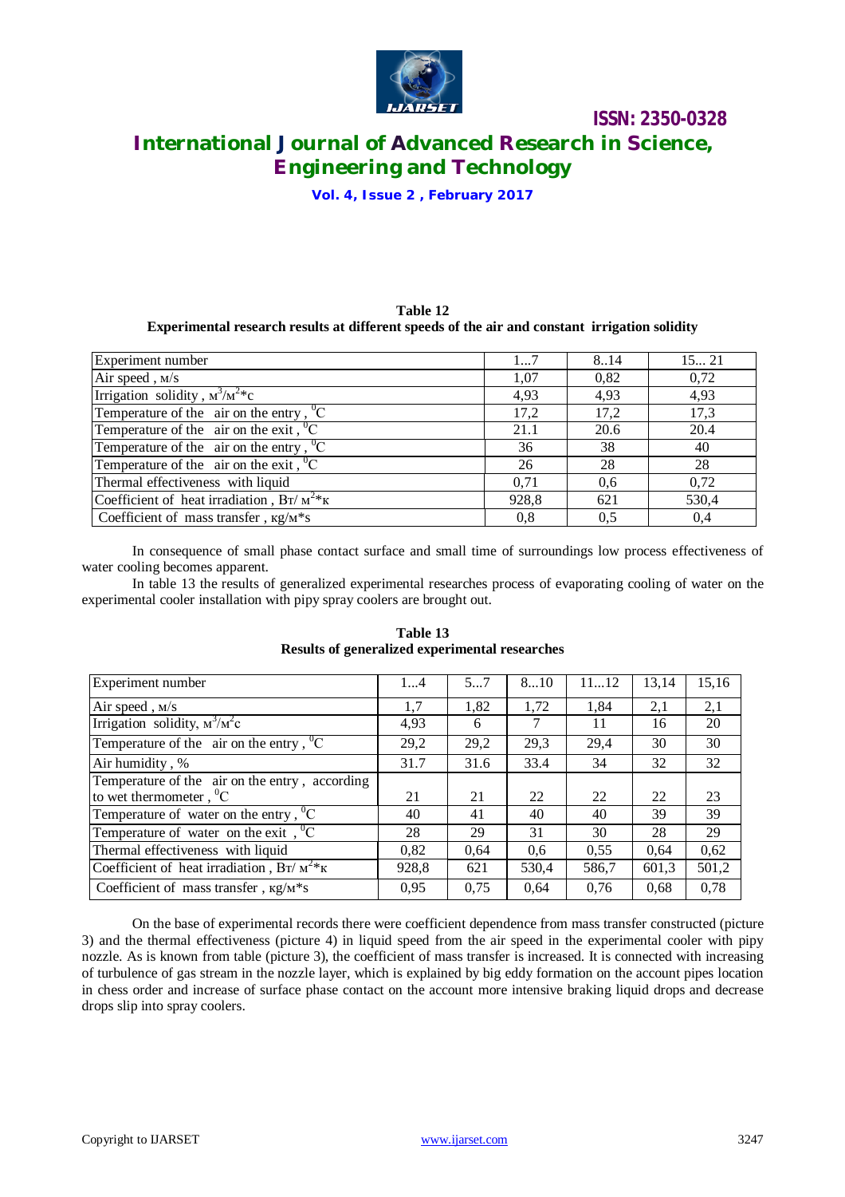**Table 12**
**Experimental research results at different speeds of the air and constant irrigation solidity**

| Experiment number | 1...7 | 8..14 | 15... 21 |
|---|---|---|---|
| Air speed , м/s | 1,07 | 0,82 | 0,72 |
| Irrigation solidity , $м^3/м^2*с$ | 4,93 | 4,93 | 4,93 |
| Temperature of the air on the entry , $^0C$ | 17,2 | 17,2 | 17,3 |
| Temperature of the air on the exit , $^0C$ | 21.1 | 20.6 | 20.4 |
| Temperature of the air on the entry , $^0C$ | 36 | 38 | 40 |
| Temperature of the air on the exit , $^0C$ | 26 | 28 | 28 |
| Thermal effectiveness with liquid | 0,71 | 0,6 | 0,72 |
| Coefficient of heat irradiation , $Вт/ м^2*к$ | 928,8 | 621 | 530,4 |
| Coefficient of mass transfer , кg/м*s | 0,8 | 0,5 | 0,4 |

In consequence of small phase contact surface and small time of surroundings low process effectiveness of water cooling becomes apparent.

In table 13 the results of generalized experimental researches process of evaporating cooling of water on the experimental cooler installation with pipy spray coolers are brought out.

**Table 13**
**Results of generalized experimental researches**

| Experiment number | 1...4 | 5...7 | 8...10 | 11...12 | 13,14 | 15,16 |
|---|---|---|---|---|---|---|
| Air speed , м/s | 1,7 | 1,82 | 1,72 | 1,84 | 2,1 | 2,1 |
| Irrigation solidity, $м^3/м^2с$ | 4,93 | 6 | 7 | 11 | 16 | 20 |
| Temperature of the air on the entry , $^0C$ | 29,2 | 29,2 | 29,3 | 29,4 | 30 | 30 |
| Air humidity , % | 31.7 | 31.6 | 33.4 | 34 | 32 | 32 |
| Temperature of the air on the entry , according to wet thermometer , $^0C$ | 21 | 21 | 22 | 22 | 22 | 23 |
| Temperature of water on the entry , $^0C$ | 40 | 41 | 40 | 40 | 39 | 39 |
| Temperature of water on the exit , $^0C$ | 28 | 29 | 31 | 30 | 28 | 29 |
| Thermal effectiveness with liquid | 0,82 | 0,64 | 0,6 | 0,55 | 0,64 | 0,62 |
| Coefficient of heat irradiation , $Вт/ м^2*к$ | 928,8 | 621 | 530,4 | 586,7 | 601,3 | 501,2 |
| Coefficient of mass transfer , кg/м*s | 0,95 | 0,75 | 0,64 | 0,76 | 0,68 | 0,78 |

On the base of experimental records there were coefficient dependence from mass transfer constructed (picture 3) and the thermal effectiveness (picture 4) in liquid speed from the air speed in the experimental cooler with pipy nozzle. As is known from table (picture 3), the coefficient of mass transfer is increased. It is connected with increasing of turbulence of gas stream in the nozzle layer, which is explained by big eddy formation on the account pipes location in chess order and increase of surface phase contact on the account more intensive braking liquid drops and decrease drops slip into spray coolers.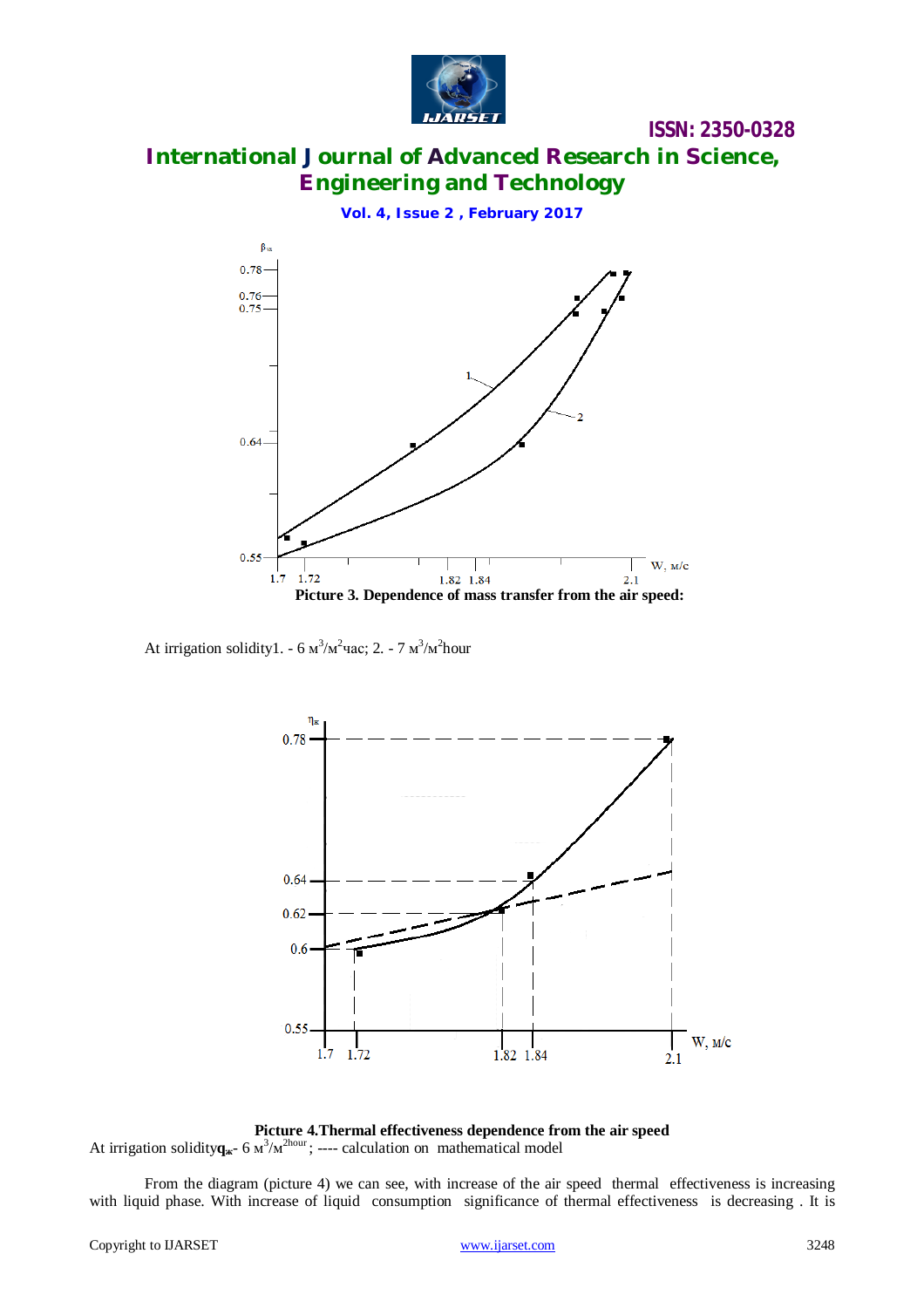**Picture 3. Dependence of mass transfer from the air speed:**

At irrigation solidity1. - 6 $м^3/м^2$час; 2. - 7 $м^3/м^2$hour

**Picture 4.Thermal effectiveness dependence from the air speed**

At irrigation solidity$\mathbf{q_ж}$- 6 $м^3/м^{2hour}$; ---- calculation on mathematical model

From the diagram (picture 4) we can see, with increase of the air speed thermal effectiveness is increasing with liquid phase. With increase of liquid consumption significance of thermal effectiveness is decreasing . It is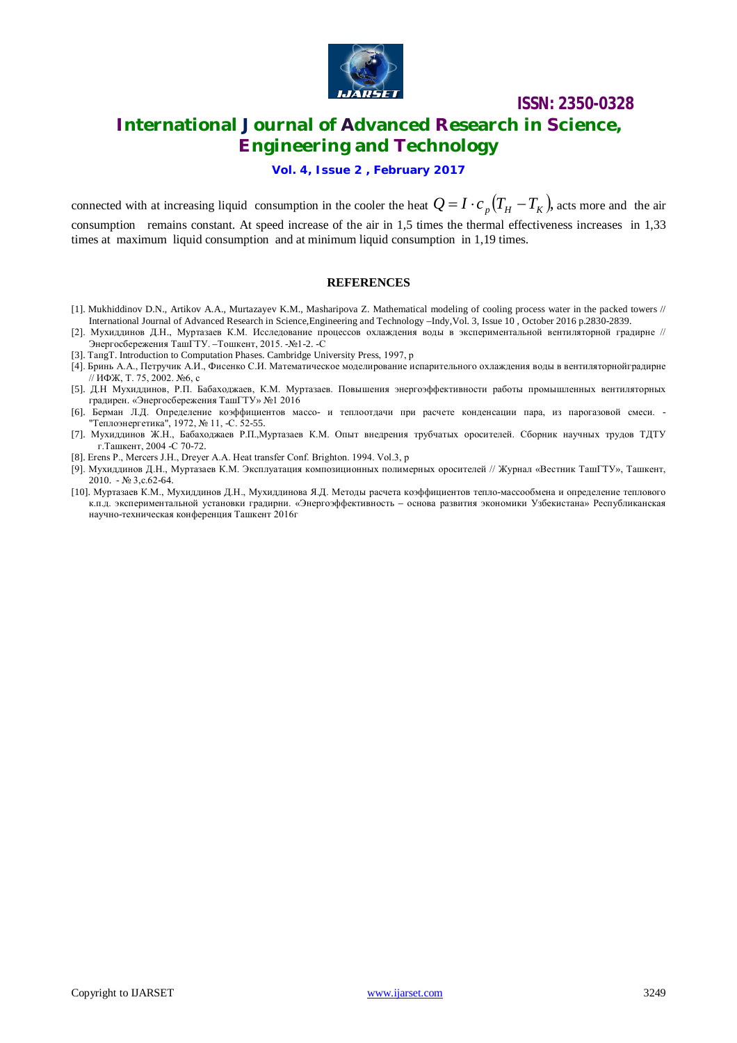connected with at increasing liquid consumption in the cooler the heat $Q = I \cdot c_p(T_H - T_K)$, acts more and the air consumption remains constant. At speed increase of the air in 1,5 times the thermal effectiveness increases in 1,33 times at maximum liquid consumption and at minimum liquid consumption in 1,19 times.

## REFERENCES

[1]. Mukhiddinov D.N., Artikov A.A., Murtazayev K.M., Masharipova Z. Mathematical modeling of cooling process water in the packed towers // International Journal of Advanced Research in Science,Engineering and Technology –Indy,Vol. 3, Issue 10 , October 2016 p.2830-2839.

[2]. Мухиддинов Д.Н., Муртазаев К.М. Исследование процессов охлаждения воды в экспериментальной вентиляторной градирне // Энергосбережения ТашГТУ. –Тошкент, 2015. -№1-2. -С

[3]. TangT. Introduction to Computation Phases. Cambridge University Press, 1997, p

[4]. Бринь А.А., Петручик А.И., Фисенко С.И. Математическое моделирование испарительного охлаждения воды в вентиляторнойградирне // ИФЖ, Т. 75, 2002. №6, с

[5]. Д.Н Мухиддинов, Р.П. Бабаходжаев, К.М. Муртазаев. Повышения энергоэффективности работы промышленных вентиляторных градирен. «Энергосбережения ТашГТУ» №1 2016

[6]. Берман Л.Д. Определение коэффициентов массо- и теплоотдачи при расчете конденсации пара, из парогазовой смеси. - "Теплоэнергетика", 1972, № 11, -С. 52-55.

[7]. Мухиддинов Ж.Н., Бабаходжаев Р.П.,Муртазаев К.М. Опыт внедрения трубчатых оросителей. Сборник научных трудов ТДТУ г.Ташкент, 2004 -С 70-72.

[8]. Erens P., Mercers J.H., Dreyer A.A. Heat transfer Conf. Brighton. 1994. Vol.3, p

[9]. Мухиддинов Д.Н., Муртазаев К.М. Эксплуатация композиционных полимерных оросителей // Журнал «Вестник ТашГТУ», Ташкент, 2010. - № 3,с.62-64.

[10]. Муртазаев К.М., Мухиддинов Д.Н., Мухиддинова Я.Д. Методы расчета коэффициентов тепло-массообмена и определение теплового к.п.д. экспериментальной установки градирни. «Энергоэффективность – основа развития экономики Узбекистана» Республиканская научно-техническая конференция Ташкент 2016г